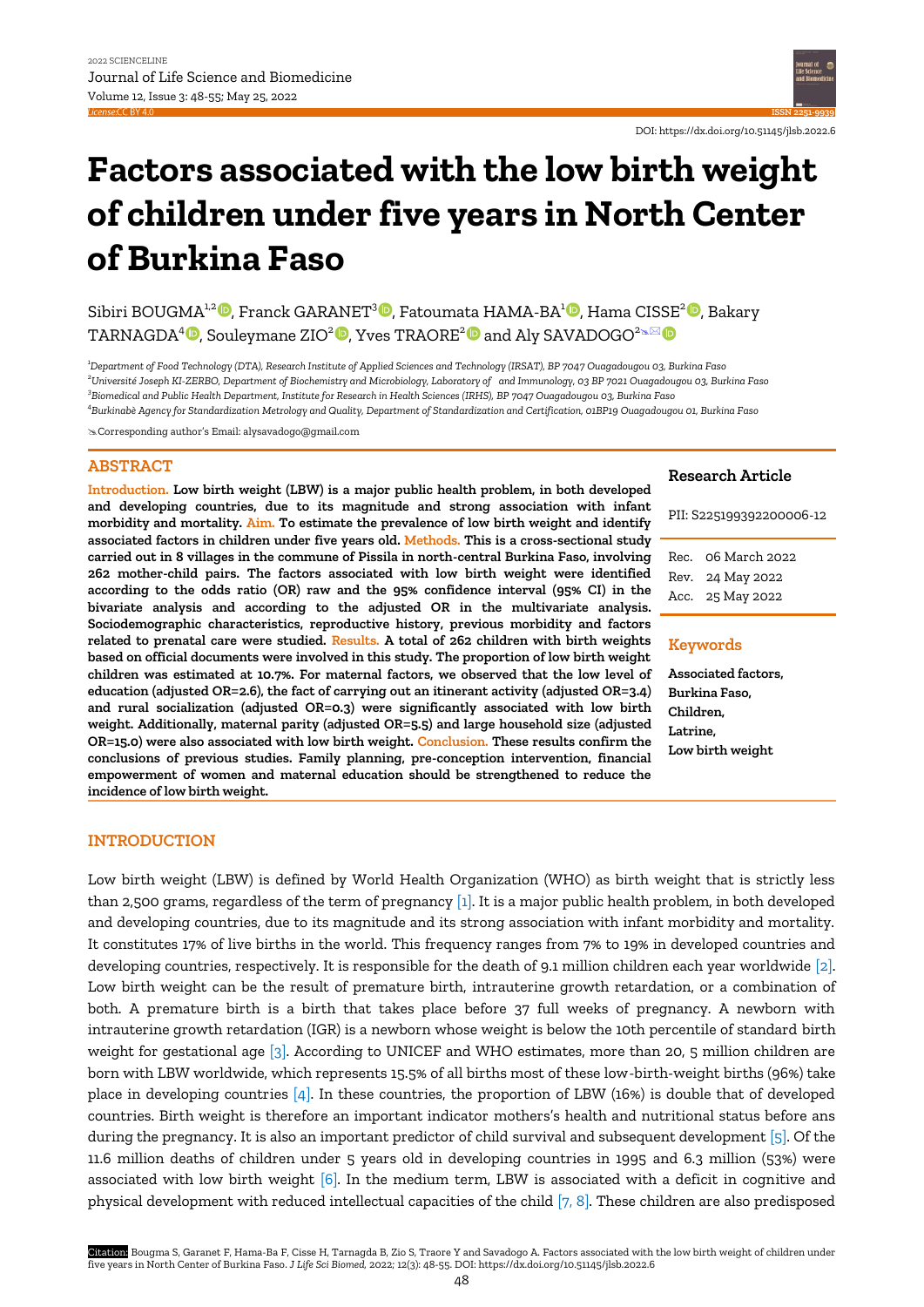# Factors associated with the low birth weight of children under five years in North Center of Burkina Faso

Sibiri BOUGMA[1,2], Franck GARANET[3], Fatoumata HAMA-BA[1], Hama CISSE[2], Bakary TARNAGDA[4], Souleymane ZIO[2], Yves TRAORE[2] and Aly SAVADOGO[2]

[1]Department of Food Technology (DTA), Research Institute of Applied Sciences and Technology (IRSAT), BP 7047 Ouagadougou 03, Burkina Faso
[2]Université Joseph KI-ZERBO, Department of Biochemistry and Microbiology, Laboratory of and Immunology, 03 BP 7021 Ouagadougou 03, Burkina Faso
[3]Biomedical and Public Health Department, Institute for Research in Health Sciences (IRHS), BP 7047 Ouagadougou 03, Burkina Faso
[4]Burkinabè Agency for Standardization Metrology and Quality, Department of Standardization and Certification, 01BP19 Ouagadougou 01, Burkina Faso

Corresponding author's Email: alysavadogo@gmail.com

## ABSTRACT

**Introduction.** **Low birth weight (LBW) is a major public health problem, in both developed and developing countries, due to its magnitude and strong association with infant morbidity and mortality.** **Aim.** **To estimate the prevalence of low birth weight and identify associated factors in children under five years old.** **Methods.** **This is a cross-sectional study carried out in 8 villages in the commune of Pissila in north-central Burkina Faso, involving 262 mother-child pairs. The factors associated with low birth weight were identified according to the odds ratio (OR) raw and the 95% confidence interval (95% CI) in the bivariate analysis and according to the adjusted OR in the multivariate analysis. Sociodemographic characteristics, reproductive history, previous morbidity and factors related to prenatal care were studied.** **Results.** **A total of 262 children with birth weights based on official documents were involved in this study. The proportion of low birth weight children was estimated at 10.7%. For maternal factors, we observed that the low level of education (adjusted OR=2.6), the fact of carrying out an itinerant activity (adjusted OR=3.4) and rural socialization (adjusted OR=0.3) were significantly associated with low birth weight. Additionally, maternal parity (adjusted OR=5.5) and large household size (adjusted OR=15.0) were also associated with low birth weight.** **Conclusion.** **These results confirm the conclusions of previous studies. Family planning, pre-conception intervention, financial empowerment of women and maternal education should be strengthened to reduce the incidence of low birth weight.**

**Research Article**

PII: S225199392200006-12

Rec. 06 March 2022
Rev. 24 May 2022
Acc. 25 May 2022

**Keywords**

**Associated factors, Burkina Faso, Children, Latrine, Low birth weight**

## INTRODUCTION

Low birth weight (LBW) is defined by World Health Organization (WHO) as birth weight that is strictly less than 2,500 grams, regardless of the term of pregnancy [1]. It is a major public health problem, in both developed and developing countries, due to its magnitude and its strong association with infant morbidity and mortality. It constitutes 17% of live births in the world. This frequency ranges from 7% to 19% in developed countries and developing countries, respectively. It is responsible for the death of 9.1 million children each year worldwide [2]. Low birth weight can be the result of premature birth, intrauterine growth retardation, or a combination of both. A premature birth is a birth that takes place before 37 full weeks of pregnancy. A newborn with intrauterine growth retardation (IGR) is a newborn whose weight is below the 10th percentile of standard birth weight for gestational age [3]. According to UNICEF and WHO estimates, more than 20, 5 million children are born with LBW worldwide, which represents 15.5% of all births most of these low-birth-weight births (96%) take place in developing countries [4]. In these countries, the proportion of LBW (16%) is double that of developed countries. Birth weight is therefore an important indicator mothers's health and nutritional status before ans during the pregnancy. It is also an important predictor of child survival and subsequent development [5]. Of the 11.6 million deaths of children under 5 years old in developing countries in 1995 and 6.3 million (53%) were associated with low birth weight [6]. In the medium term, LBW is associated with a deficit in cognitive and physical development with reduced intellectual capacities of the child [7, 8]. These children are also predisposed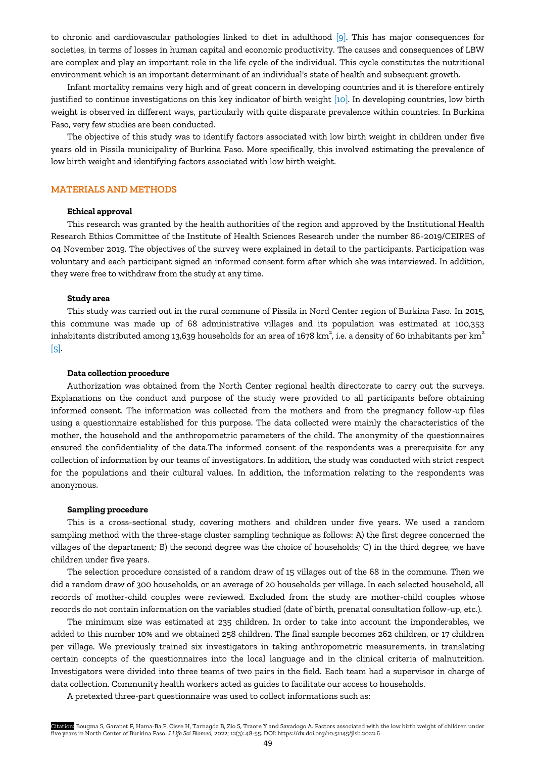to chronic and cardiovascular pathologies linked to diet in adulthood [9]. This has major consequences for societies, in terms of losses in human capital and economic productivity. The causes and consequences of LBW are complex and play an important role in the life cycle of the individual. This cycle constitutes the nutritional environment which is an important determinant of an individual's state of health and subsequent growth.

Infant mortality remains very high and of great concern in developing countries and it is therefore entirely justified to continue investigations on this key indicator of birth weight [10]. In developing countries, low birth weight is observed in different ways, particularly with quite disparate prevalence within countries. In Burkina Faso, very few studies are been conducted.

The objective of this study was to identify factors associated with low birth weight in children under five years old in Pissila municipality of Burkina Faso. More specifically, this involved estimating the prevalence of low birth weight and identifying factors associated with low birth weight.

## MATERIALS AND METHODS

### Ethical approval

This research was granted by the health authorities of the region and approved by the Institutional Health Research Ethics Committee of the Institute of Health Sciences Research under the number 86-2019/CEIRES of 04 November 2019. The objectives of the survey were explained in detail to the participants. Participation was voluntary and each participant signed an informed consent form after which she was interviewed. In addition, they were free to withdraw from the study at any time.

### Study area

This study was carried out in the rural commune of Pissila in Nord Center region of Burkina Faso. In 2015, this commune was made up of 68 administrative villages and its population was estimated at 100,353 inhabitants distributed among 13,639 households for an area of 1678 km$^2$, i.e. a density of 60 inhabitants per km$^2$ [5].

### Data collection procedure

Authorization was obtained from the North Center regional health directorate to carry out the surveys. Explanations on the conduct and purpose of the study were provided to all participants before obtaining informed consent. The information was collected from the mothers and from the pregnancy follow-up files using a questionnaire established for this purpose. The data collected were mainly the characteristics of the mother, the household and the anthropometric parameters of the child. The anonymity of the questionnaires ensured the confidentiality of the data.The informed consent of the respondents was a prerequisite for any collection of information by our teams of investigators. In addition, the study was conducted with strict respect for the populations and their cultural values. In addition, the information relating to the respondents was anonymous.

### Sampling procedure

This is a cross-sectional study, covering mothers and children under five years. We used a random sampling method with the three-stage cluster sampling technique as follows: A) the first degree concerned the villages of the department; B) the second degree was the choice of households; C) in the third degree, we have children under five years.

The selection procedure consisted of a random draw of 15 villages out of the 68 in the commune. Then we did a random draw of 300 households, or an average of 20 households per village. In each selected household, all records of mother-child couples were reviewed. Excluded from the study are mother-child couples whose records do not contain information on the variables studied (date of birth, prenatal consultation follow-up, etc.).

The minimum size was estimated at 235 children. In order to take into account the imponderables, we added to this number 10% and we obtained 258 children. The final sample becomes 262 children, or 17 children per village. We previously trained six investigators in taking anthropometric measurements, in translating certain concepts of the questionnaires into the local language and in the clinical criteria of malnutrition. Investigators were divided into three teams of two pairs in the field. Each team had a supervisor in charge of data collection. Community health workers acted as guides to facilitate our access to households.

A pretexted three-part questionnaire was used to collect informations such as: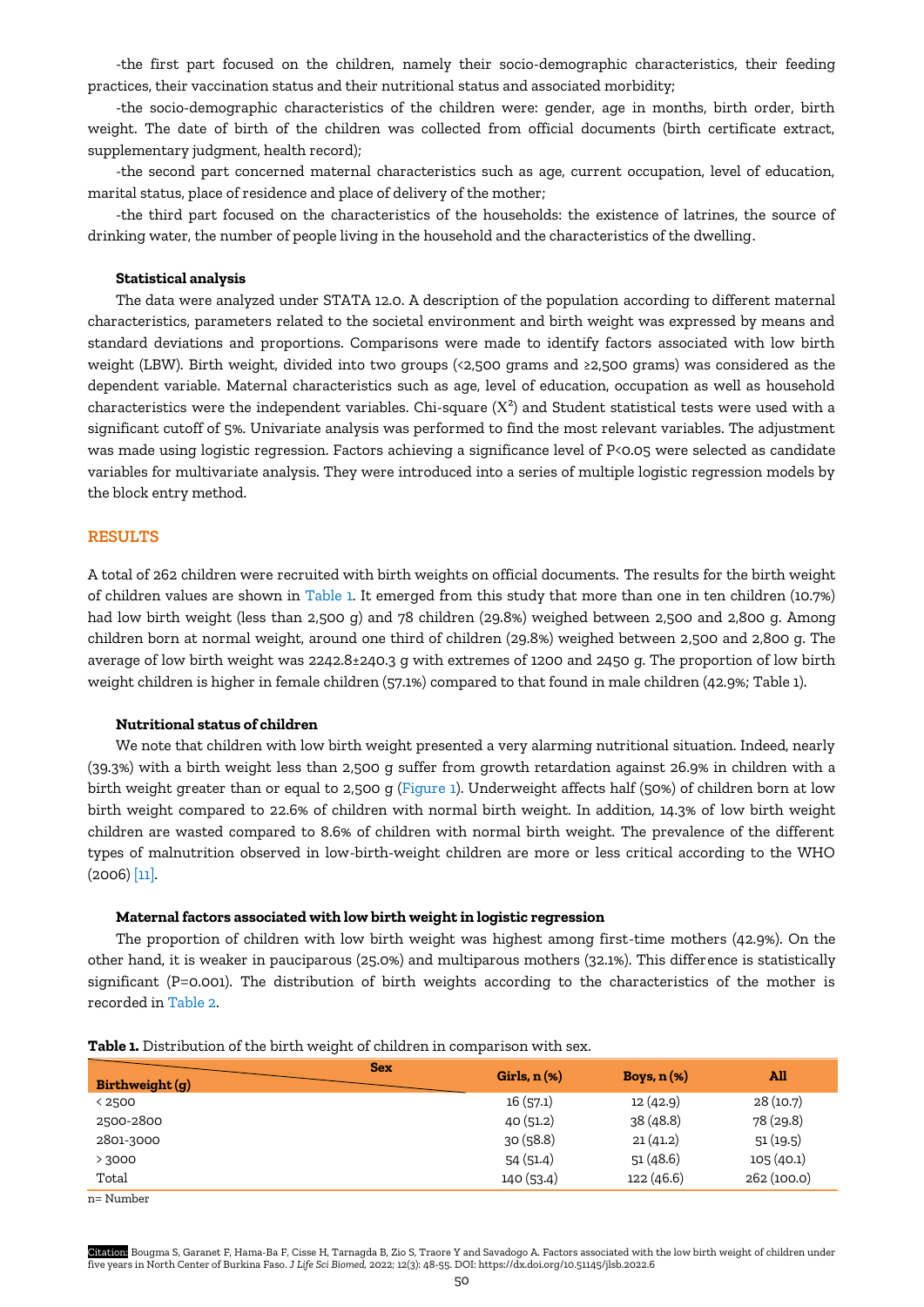-the first part focused on the children, namely their socio-demographic characteristics, their feeding practices, their vaccination status and their nutritional status and associated morbidity;

-the socio-demographic characteristics of the children were: gender, age in months, birth order, birth weight. The date of birth of the children was collected from official documents (birth certificate extract, supplementary judgment, health record);

-the second part concerned maternal characteristics such as age, current occupation, level of education, marital status, place of residence and place of delivery of the mother;

-the third part focused on the characteristics of the households: the existence of latrines, the source of drinking water, the number of people living in the household and the characteristics of the dwelling.

### Statistical analysis

The data were analyzed under STATA 12.0. A description of the population according to different maternal characteristics, parameters related to the societal environment and birth weight was expressed by means and standard deviations and proportions. Comparisons were made to identify factors associated with low birth weight (LBW). Birth weight, divided into two groups (<2,500 grams and ≥2,500 grams) was considered as the dependent variable. Maternal characteristics such as age, level of education, occupation as well as household characteristics were the independent variables. Chi-square ($X^2$) and Student statistical tests were used with a significant cutoff of 5%. Univariate analysis was performed to find the most relevant variables. The adjustment was made using logistic regression. Factors achieving a significance level of $P<0.05$ were selected as candidate variables for multivariate analysis. They were introduced into a series of multiple logistic regression models by the block entry method.

## RESULTS

A total of 262 children were recruited with birth weights on official documents. The results for the birth weight of children values are shown in Table 1. It emerged from this study that more than one in ten children (10.7%) had low birth weight (less than 2,500 g) and 78 children (29.8%) weighed between 2,500 and 2,800 g. Among children born at normal weight, around one third of children (29.8%) weighed between 2,500 and 2,800 g. The average of low birth weight was 2242.8±240.3 g with extremes of 1200 and 2450 g. The proportion of low birth weight children is higher in female children (57.1%) compared to that found in male children (42.9%; Table 1).

### Nutritional status of children

We note that children with low birth weight presented a very alarming nutritional situation. Indeed, nearly (39.3%) with a birth weight less than 2,500 g suffer from growth retardation against 26.9% in children with a birth weight greater than or equal to 2,500 g (Figure 1). Underweight affects half (50%) of children born at low birth weight compared to 22.6% of children with normal birth weight. In addition, 14.3% of low birth weight children are wasted compared to 8.6% of children with normal birth weight. The prevalence of the different types of malnutrition observed in low-birth-weight children are more or less critical according to the WHO (2006) [11].

### Maternal factors associated with low birth weight in logistic regression

The proportion of children with low birth weight was highest among first-time mothers (42.9%). On the other hand, it is weaker in pauciparous (25.0%) and multiparous mothers (32.1%). This difference is statistically significant (P=0.001). The distribution of birth weights according to the characteristics of the mother is recorded in Table 2.

**Table 1.** Distribution of the birth weight of children in comparison with sex.

| Birthweight (g) \ Sex | Girls, n (%) | Boys, n (%) | All |
|---|---|---|---|
| < 2500 | 16 (57.1) | 12 (42.9) | 28 (10.7) |
| 2500-2800 | 40 (51.2) | 38 (48.8) | 78 (29.8) |
| 2801-3000 | 30 (58.8) | 21 (41.2) | 51 (19.5) |
| > 3000 | 54 (51.4) | 51 (48.6) | 105 (40.1) |
| Total | 140 (53.4) | 122 (46.6) | 262 (100.0) |

n= Number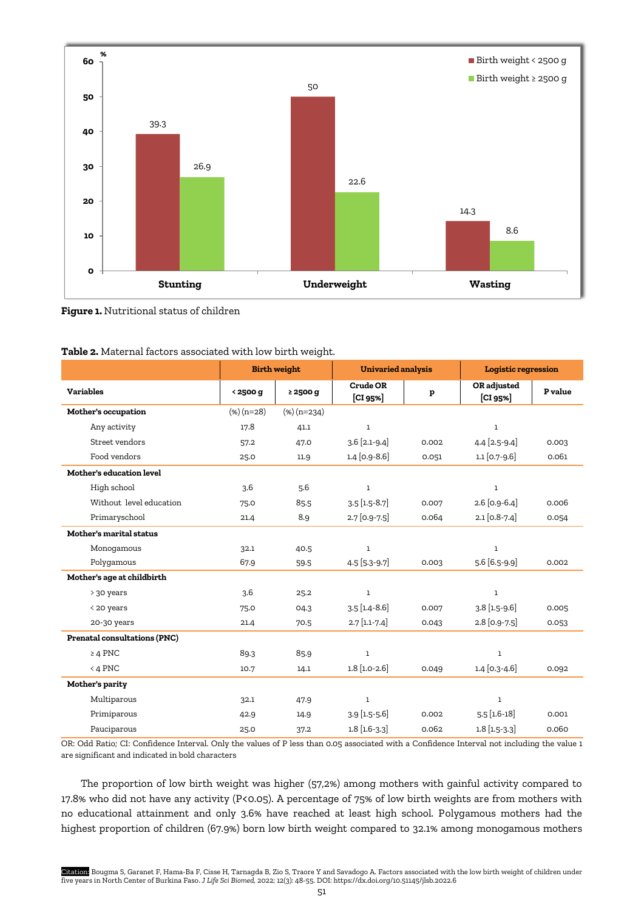**Figure 1.** Nutritional status of children

**Table 2.** Maternal factors associated with low birth weight.

| Variables | Birth weight | | Univaried analysis | | Logistic regression | |
|---|---|---|---|---|---|---|
| | < 2500 g | ≥ 2500 g | Crude OR [CI 95%] | p | OR adjusted [CI 95%] | P value |
| **Mother's occupation** | (%) (n=28) | (%) (n=234) | | | | |
| Any activity | 17.8 | 41.1 | 1 | | 1 | |
| Street vendors | 57.2 | 47.0 | 3.6 [2.1-9.4] | 0.002 | 4.4 [2.5-9.4] | 0.003 |
| Food vendors | 25.0 | 11.9 | 1.4 [0.9-8.6] | 0.051 | 1.1 [0.7-9.6] | 0.061 |
| **Mother's education level** | | | | | | |
| High school | 3.6 | 5.6 | 1 | | 1 | |
| Without level education | 75.0 | 85.5 | 3.5 [1.5-8.7] | 0.007 | 2.6 [0.9-6.4] | 0.006 |
| Primaryschool | 21.4 | 8.9 | 2.7 [0.9-7.5] | 0.064 | 2.1 [0.8-7.4] | 0.054 |
| **Mother's marital status** | | | | | | |
| Monogamous | 32.1 | 40.5 | 1 | | 1 | |
| Polygamous | 67.9 | 59.5 | 4.5 [5.3-9.7] | 0.003 | 5.6 [6.5-9.9] | 0.002 |
| **Mother's age at childbirth** | | | | | | |
| > 30 years | 3.6 | 25.2 | 1 | | 1 | |
| < 20 years | 75.0 | 04.3 | 3.5 [1.4-8.6] | 0.007 | 3.8 [1.5-9.6] | 0.005 |
| 20-30 years | 21.4 | 70.5 | 2.7 [1.1-7.4] | 0.043 | 2.8 [0.9-7.5] | 0.053 |
| **Prenatal consultations (PNC)** | | | | | | |
| ≥ 4 PNC | 89.3 | 85.9 | 1 | | 1 | |
| < 4 PNC | 10.7 | 14.1 | 1.8 [1.0-2.6] | 0.049 | 1.4 [0.3-4.6] | 0.092 |
| **Mother's parity** | | | | | | |
| Multiparous | 32.1 | 47.9 | 1 | | 1 | |
| Primiparous | 42.9 | 14.9 | 3.9 [1.5-5.6] | 0.002 | 5.5 [1.6-18] | 0.001 |
| Pauciparous | 25.0 | 37.2 | 1.8 [1.6-3.3] | 0.062 | 1.8 [1.5-3.3] | 0.060 |

OR: Odd Ratio; CI: Confidence Interval. Only the values of P less than 0.05 associated with a Confidence Interval not including the value 1 are significant and indicated in bold characters

The proportion of low birth weight was higher (57,2%) among mothers with gainful activity compared to 17.8% who did not have any activity ($P<0.05$). A percentage of 75% of low birth weights are from mothers with no educational attainment and only 3.6% have reached at least high school. Polygamous mothers had the highest proportion of children (67.9%) born low birth weight compared to 32.1% among monogamous mothers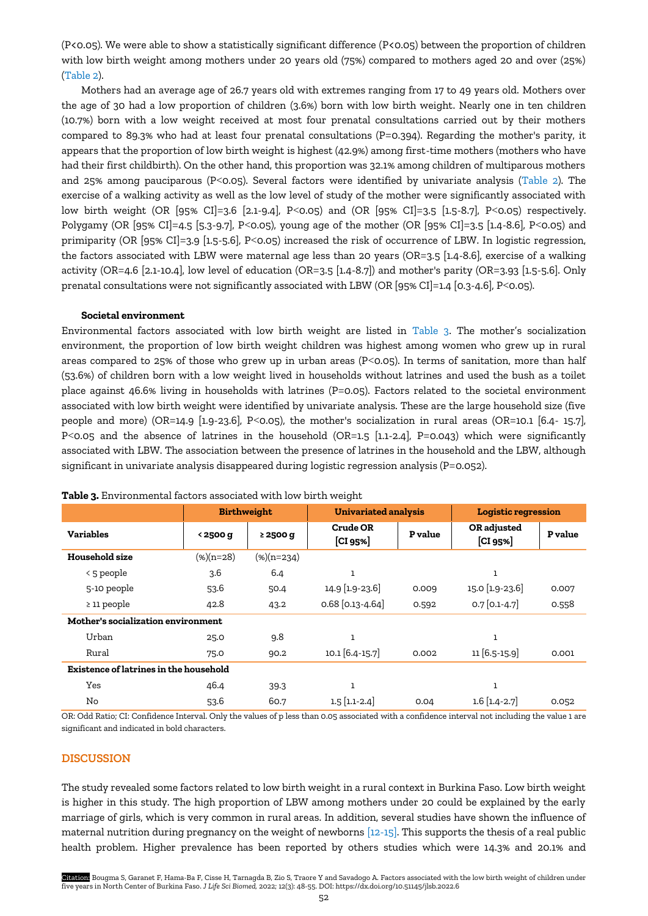(P<0.05). We were able to show a statistically significant difference (P<0.05) between the proportion of children with low birth weight among mothers under 20 years old (75%) compared to mothers aged 20 and over (25%) (Table 2).

Mothers had an average age of 26.7 years old with extremes ranging from 17 to 49 years old. Mothers over the age of 30 had a low proportion of children (3.6%) born with low birth weight. Nearly one in ten children (10.7%) born with a low weight received at most four prenatal consultations carried out by their mothers compared to 89.3% who had at least four prenatal consultations (P=0.394). Regarding the mother's parity, it appears that the proportion of low birth weight is highest (42.9%) among first-time mothers (mothers who have had their first childbirth). On the other hand, this proportion was 32.1% among children of multiparous mothers and 25% among pauciparous (P<0.05). Several factors were identified by univariate analysis (Table 2). The exercise of a walking activity as well as the low level of study of the mother were significantly associated with low birth weight (OR [95% CI]=3.6 [2.1-9.4], P<0.05) and (OR [95% CI]=3.5 [1.5-8.7], P<0.05) respectively. Polygamy (OR [95% CI]=4.5 [5.3-9.7], P<0.05), young age of the mother (OR [95% CI]=3.5 [1.4-8.6], P<0.05) and primiparity (OR [95% CI]=3.9 [1.5-5.6], P<0.05) increased the risk of occurrence of LBW. In logistic regression, the factors associated with LBW were maternal age less than 20 years (OR=3.5 [1.4-8.6], exercise of a walking activity (OR=4.6 [2.1-10.4], low level of education (OR=3.5 [1.4-8.7]) and mother's parity (OR=3.93 [1.5-5.6]. Only prenatal consultations were not significantly associated with LBW (OR [95% CI]=1.4 [0.3-4.6], P<0.05).

### Societal environment

Environmental factors associated with low birth weight are listed in Table 3. The mother's socialization environment, the proportion of low birth weight children was highest among women who grew up in rural areas compared to 25% of those who grew up in urban areas (P<0.05). In terms of sanitation, more than half (53.6%) of children born with a low weight lived in households without latrines and used the bush as a toilet place against 46.6% living in households with latrines (P=0.05). Factors related to the societal environment associated with low birth weight were identified by univariate analysis. These are the large household size (five people and more) (OR=14.9 [1.9-23.6], P<0.05), the mother's socialization in rural areas (OR=10.1 [6.4- 15.7], P<0.05 and the absence of latrines in the household (OR=1.5 [1.1-2.4], P=0.043) which were significantly associated with LBW. The association between the presence of latrines in the household and the LBW, although significant in univariate analysis disappeared during logistic regression analysis (P=0.052).

**Table 3.** Environmental factors associated with low birth weight

| | Birthweight | | Univariated analysis | | Logistic regression | |
|---|---|---|---|---|---|---|
| **Variables** | **< 2500 g** | **≥ 2500 g** | **Crude OR [CI 95%]** | **P value** | **OR adjusted [CI 95%]** | **P value** |
| **Household size** | (%)(n=28) | (%)(n=234) | | | | |
| < 5 people | 3.6 | 6.4 | 1 | | 1 | |
| 5-10 people | 53.6 | 50.4 | 14.9 [1.9-23.6] | 0.009 | 15.0 [1.9-23.6] | 0.007 |
| ≥ 11 people | 42.8 | 43.2 | 0.68 [0.13-4.64] | 0.592 | 0.7 [0.1-4.7] | 0.558 |
| **Mother's socialization environment** | | | | | | |
| Urban | 25.0 | 9.8 | 1 | | 1 | |
| Rural | 75.0 | 90.2 | 10.1 [6.4-15.7] | 0.002 | 11 [6.5-15.9] | 0.001 |
| **Existence of latrines in the household** | | | | | | |
| Yes | 46.4 | 39.3 | 1 | | 1 | |
| No | 53.6 | 60.7 | 1.5 [1.1-2.4] | 0.04 | 1.6 [1.4-2.7] | 0.052 |

OR: Odd Ratio; CI: Confidence Interval. Only the values of p less than 0.05 associated with a confidence interval not including the value 1 are significant and indicated in bold characters.

## DISCUSSION

The study revealed some factors related to low birth weight in a rural context in Burkina Faso. Low birth weight is higher in this study. The high proportion of LBW among mothers under 20 could be explained by the early marriage of girls, which is very common in rural areas. In addition, several studies have shown the influence of maternal nutrition during pregnancy on the weight of newborns [12-15]. This supports the thesis of a real public health problem. Higher prevalence has been reported by others studies which were 14.3% and 20.1% and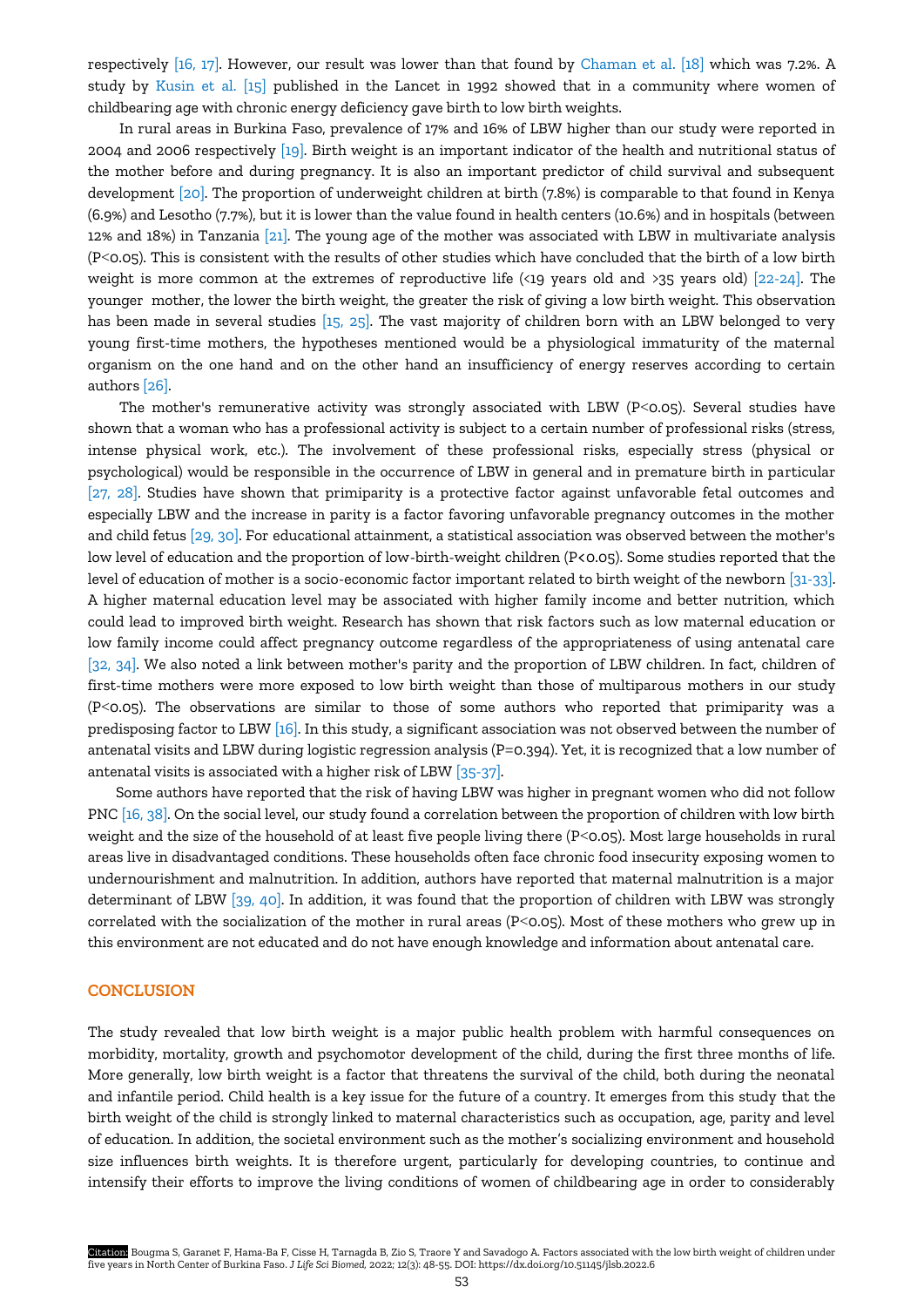respectively [16, 17]. However, our result was lower than that found by Chaman et al. [18] which was 7.2%. A study by Kusin et al. [15] published in the Lancet in 1992 showed that in a community where women of childbearing age with chronic energy deficiency gave birth to low birth weights.

In rural areas in Burkina Faso, prevalence of 17% and 16% of LBW higher than our study were reported in 2004 and 2006 respectively [19]. Birth weight is an important indicator of the health and nutritional status of the mother before and during pregnancy. It is also an important predictor of child survival and subsequent development [20]. The proportion of underweight children at birth (7.8%) is comparable to that found in Kenya (6.9%) and Lesotho (7.7%), but it is lower than the value found in health centers (10.6%) and in hospitals (between 12% and 18%) in Tanzania [21]. The young age of the mother was associated with LBW in multivariate analysis ($P<0.05$). This is consistent with the results of other studies which have concluded that the birth of a low birth weight is more common at the extremes of reproductive life (<19 years old and >35 years old) [22-24]. The younger mother, the lower the birth weight, the greater the risk of giving a low birth weight. This observation has been made in several studies [15, 25]. The vast majority of children born with an LBW belonged to very young first-time mothers, the hypotheses mentioned would be a physiological immaturity of the maternal organism on the one hand and on the other hand an insufficiency of energy reserves according to certain authors [26].

The mother's remunerative activity was strongly associated with LBW ($P<0.05$). Several studies have shown that a woman who has a professional activity is subject to a certain number of professional risks (stress, intense physical work, etc.). The involvement of these professional risks, especially stress (physical or psychological) would be responsible in the occurrence of LBW in general and in premature birth in particular [27, 28]. Studies have shown that primiparity is a protective factor against unfavorable fetal outcomes and especially LBW and the increase in parity is a factor favoring unfavorable pregnancy outcomes in the mother and child fetus [29, 30]. For educational attainment, a statistical association was observed between the mother's low level of education and the proportion of low-birth-weight children ($P<0.05$). Some studies reported that the level of education of mother is a socio-economic factor important related to birth weight of the newborn [31-33]. A higher maternal education level may be associated with higher family income and better nutrition, which could lead to improved birth weight. Research has shown that risk factors such as low maternal education or low family income could affect pregnancy outcome regardless of the appropriateness of using antenatal care [32, 34]. We also noted a link between mother's parity and the proportion of LBW children. In fact, children of first-time mothers were more exposed to low birth weight than those of multiparous mothers in our study ($P<0.05$). The observations are similar to those of some authors who reported that primiparity was a predisposing factor to LBW [16]. In this study, a significant association was not observed between the number of antenatal visits and LBW during logistic regression analysis ($P=0.394$). Yet, it is recognized that a low number of antenatal visits is associated with a higher risk of LBW [35-37].

Some authors have reported that the risk of having LBW was higher in pregnant women who did not follow PNC [16, 38]. On the social level, our study found a correlation between the proportion of children with low birth weight and the size of the household of at least five people living there ($P<0.05$). Most large households in rural areas live in disadvantaged conditions. These households often face chronic food insecurity exposing women to undernourishment and malnutrition. In addition, authors have reported that maternal malnutrition is a major determinant of LBW [39, 40]. In addition, it was found that the proportion of children with LBW was strongly correlated with the socialization of the mother in rural areas ($P<0.05$). Most of these mothers who grew up in this environment are not educated and do not have enough knowledge and information about antenatal care.

## CONCLUSION

The study revealed that low birth weight is a major public health problem with harmful consequences on morbidity, mortality, growth and psychomotor development of the child, during the first three months of life. More generally, low birth weight is a factor that threatens the survival of the child, both during the neonatal and infantile period. Child health is a key issue for the future of a country. It emerges from this study that the birth weight of the child is strongly linked to maternal characteristics such as occupation, age, parity and level of education. In addition, the societal environment such as the mother's socializing environment and household size influences birth weights. It is therefore urgent, particularly for developing countries, to continue and intensify their efforts to improve the living conditions of women of childbearing age in order to considerably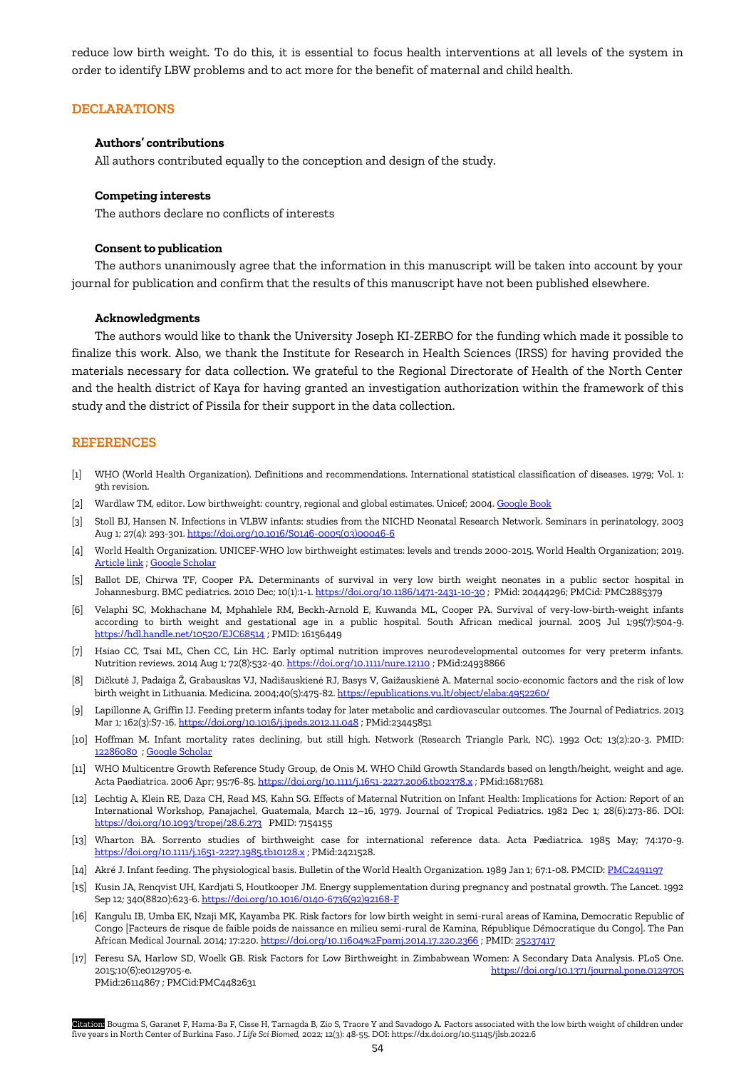reduce low birth weight. To do this, it is essential to focus health interventions at all levels of the system in order to identify LBW problems and to act more for the benefit of maternal and child health.

## DECLARATIONS

### Authors' contributions

All authors contributed equally to the conception and design of the study.

### Competing interests

The authors declare no conflicts of interests

### Consent to publication

The authors unanimously agree that the information in this manuscript will be taken into account by your journal for publication and confirm that the results of this manuscript have not been published elsewhere.

### Acknowledgments

The authors would like to thank the University Joseph KI-ZERBO for the funding which made it possible to finalize this work. Also, we thank the Institute for Research in Health Sciences (IRSS) for having provided the materials necessary for data collection. We grateful to the Regional Directorate of Health of the North Center and the health district of Kaya for having granted an investigation authorization within the framework of this study and the district of Pissila for their support in the data collection.

## REFERENCES

[1] WHO (World Health Organization). Definitions and recommendations. International statistical classification of diseases. 1979; Vol. 1: 9th revision.

[2] Wardlaw TM, editor. Low birthweight: country, regional and global estimates. Unicef; 2004. Google Book

[3] Stoll BJ, Hansen N. Infections in VLBW infants: studies from the NICHD Neonatal Research Network. Seminars in perinatology, 2003 Aug 1; 27(4): 293-301. https://doi.org/10.1016/S0146-0005(03)00046-6

[4] World Health Organization. UNICEF-WHO low birthweight estimates: levels and trends 2000-2015. World Health Organization; 2019. Article link ; Google Scholar

[5] Ballot DE, Chirwa TF, Cooper PA. Determinants of survival in very low birth weight neonates in a public sector hospital in Johannesburg. BMC pediatrics. 2010 Dec; 10(1):1-1. https://doi.org/10.1186/1471-2431-10-30 ; PMid: 20444296; PMCid: PMC2885379

[6] Velaphi SC, Mokhachane M, Mphahlele RM, Beckh-Arnold E, Kuwanda ML, Cooper PA. Survival of very-low-birth-weight infants according to birth weight and gestational age in a public hospital. South African medical journal. 2005 Jul 1;95(7):504-9. https://hdl.handle.net/10520/EJC68514 ; PMID: 16156449

[7] Hsiao CC, Tsai ML, Chen CC, Lin HC. Early optimal nutrition improves neurodevelopmental outcomes for very preterm infants. Nutrition reviews. 2014 Aug 1; 72(8):532-40. https://doi.org/10.1111/nure.12110 ; PMid:24938866

[8] Dičkutė J, Padaiga Ž, Grabauskas VJ, Nadišauskienė RJ, Basys V, Gaižauskienė A. Maternal socio-economic factors and the risk of low birth weight in Lithuania. Medicina. 2004;40(5):475-82. https://epublications.vu.lt/object/elaba:4952260/

[9] Lapillonne A, Griffin IJ. Feeding preterm infants today for later metabolic and cardiovascular outcomes. The Journal of Pediatrics. 2013 Mar 1; 162(3):S7-16. https://doi.org/10.1016/j.jpeds.2012.11.048 ; PMid:23445851

[10] Hoffman M. Infant mortality rates declining, but still high. Network (Research Triangle Park, NC). 1992 Oct; 13(2):20-3. PMID: 12286080 ; Google Scholar

[11] WHO Multicentre Growth Reference Study Group, de Onis M. WHO Child Growth Standards based on length/height, weight and age. Acta Paediatrica. 2006 Apr; 95:76-85. https://doi.org/10.1111/j.1651-2227.2006.tb02378.x ; PMid:16817681

[12] Lechtig A, Klein RE, Daza CH, Read MS, Kahn SG. Effects of Maternal Nutrition on Infant Health: Implications for Action: Report of an International Workshop, Panajachel, Guatemala, March 12–16, 1979. Journal of Tropical Pediatrics. 1982 Dec 1; 28(6):273-86. DOI: https://doi.org/10.1093/tropej/28.6.273 PMID: 7154155

[13] Wharton BA. Sorrento studies of birthweight case for international reference data. Acta Pædiatrica. 1985 May; 74:170-9. https://doi.org/10.1111/j.1651-2227.1985.tb10128.x ; PMid:2421528.

[14] Akré J. Infant feeding. The physiological basis. Bulletin of the World Health Organization. 1989 Jan 1; 67:1-08. PMCID: PMC2491197

[15] Kusin JA, Renqvist UH, Kardjati S, Houtkooper JM. Energy supplementation during pregnancy and postnatal growth. The Lancet. 1992 Sep 12; 340(8820):623-6. https://doi.org/10.1016/0140-6736(92)92168-F

[16] Kangulu IB, Umba EK, Nzaji MK, Kayamba PK. Risk factors for low birth weight in semi-rural areas of Kamina, Democratic Republic of Congo [Facteurs de risque de faible poids de naissance en milieu semi-rural de Kamina, République Démocratique du Congo]. The Pan African Medical Journal. 2014; 17:220. https://doi.org/10.11604%2Fpamj.2014.17.220.2366 ; PMID: 25237417

[17] Feresu SA, Harlow SD, Woelk GB. Risk Factors for Low Birthweight in Zimbabwean Women: A Secondary Data Analysis. PLoS One. 2015;10(6):e0129705-e. https://doi.org/10.1371/journal.pone.0129705 PMid:26114867 ; PMCid:PMC4482631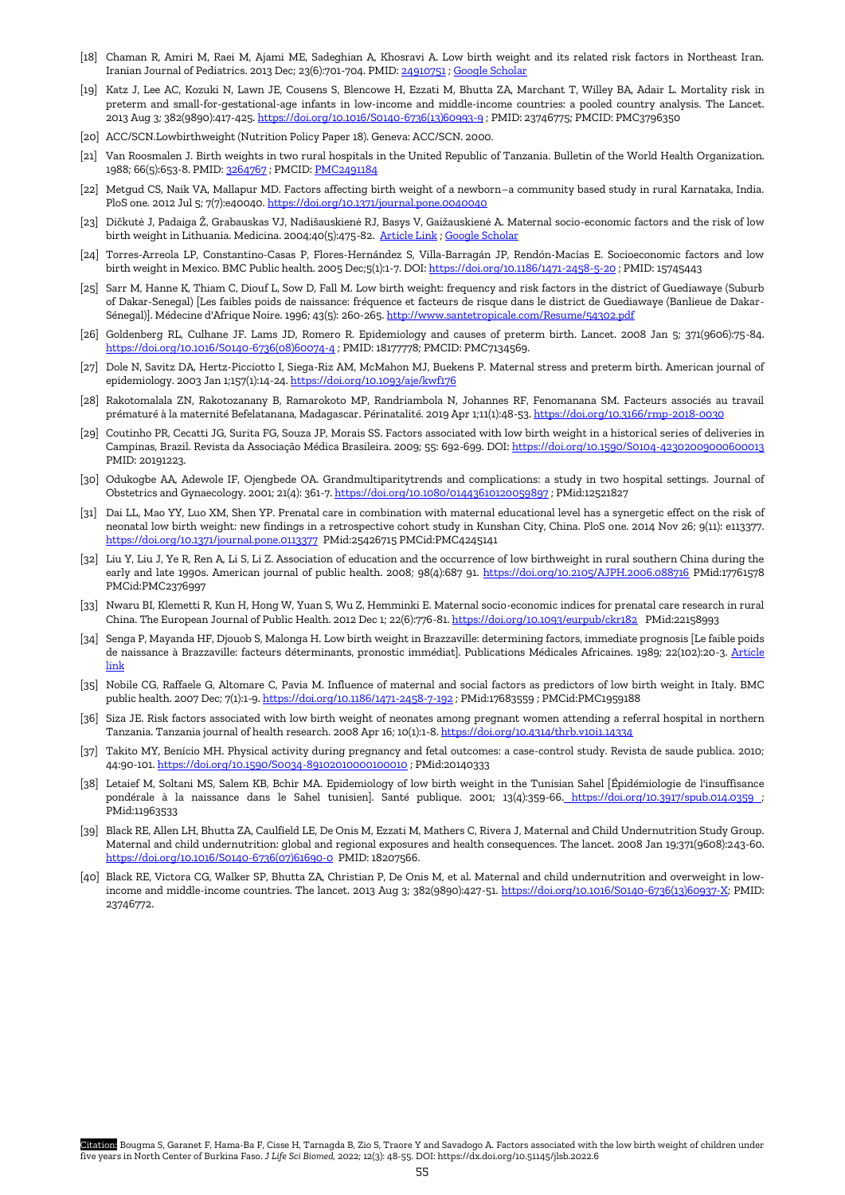[18] Chaman R, Amiri M, Raei M, Ajami ME, Sadeghian A, Khosravi A. Low birth weight and its related risk factors in Northeast Iran. Iranian Journal of Pediatrics. 2013 Dec; 23(6):701-704. PMID: 24910751 ; Google Scholar

[19] Katz J, Lee AC, Kozuki N, Lawn JE, Cousens S, Blencowe H, Ezzati M, Bhutta ZA, Marchant T, Willey BA, Adair L. Mortality risk in preterm and small-for-gestational-age infants in low-income and middle-income countries: a pooled country analysis. The Lancet. 2013 Aug 3; 382(9890):417-425. https://doi.org/10.1016/S0140-6736(13)60993-9 ; PMID: 23746775; PMCID: PMC3796350

[20] ACC/SCN.Lowbirthweight (Nutrition Policy Paper 18). Geneva: ACC/SCN. 2000.

[21] Van Roosmalen J. Birth weights in two rural hospitals in the United Republic of Tanzania. Bulletin of the World Health Organization. 1988; 66(5):653-8. PMID: 3264767 ; PMCID: PMC2491184

[22] Metgud CS, Naik VA, Mallapur MD. Factors affecting birth weight of a newborn–a community based study in rural Karnataka, India. PloS one. 2012 Jul 5; 7(7):e40040. https://doi.org/10.1371/journal.pone.0040040

[23] Dičkutė J, Padaiga Ž, Grabauskas VJ, Nadišauskienė RJ, Basys V, Gaižauskienė A. Maternal socio-economic factors and the risk of low birth weight in Lithuania. Medicina. 2004;40(5):475-82. Article Link ; Google Scholar

[24] Torres-Arreola LP, Constantino-Casas P, Flores-Hernández S, Villa-Barragán JP, Rendón-Macías E. Socioeconomic factors and low birth weight in Mexico. BMC Public health. 2005 Dec;5(1):1-7. DOI: https://doi.org/10.1186/1471-2458-5-20 ; PMID: 15745443

[25] Sarr M, Hanne K, Thiam C, Diouf L, Sow D, Fall M. Low birth weight: frequency and risk factors in the district of Guediawaye (Suburb of Dakar-Senegal) [Les faibles poids de naissance: fréquence et facteurs de risque dans le district de Guediawaye (Banlieue de Dakar-Sénegal)]. Médecine d'Afrique Noire. 1996; 43(5): 260-265. http://www.santetropicale.com/Resume/54302.pdf

[26] Goldenberg RL, Culhane JF. Lams JD, Romero R. Epidemiology and causes of preterm birth. Lancet. 2008 Jan 5; 371(9606):75-84. https://doi.org/10.1016/S0140-6736(08)60074-4 ; PMID: 18177778; PMCID: PMC7134569.

[27] Dole N, Savitz DA, Hertz-Picciotto I, Siega-Riz AM, McMahon MJ, Buekens P. Maternal stress and preterm birth. American journal of epidemiology. 2003 Jan 1;157(1):14-24. https://doi.org/10.1093/aje/kwf176

[28] Rakotomalala ZN, Rakotozanany B, Ramarokoto MP, Randriambola N, Johannes RF, Fenomanana SM. Facteurs associés au travail prématuré à la maternité Befelatanana, Madagascar. Périnatalité. 2019 Apr 1;11(1):48-53. https://doi.org/10.3166/rmp-2018-0030

[29] Coutinho PR, Cecatti JG, Surita FG, Souza JP, Morais SS. Factors associated with low birth weight in a historical series of deliveries in Campinas, Brazil. Revista da Associação Médica Brasileira. 2009; 55: 692-699. DOI: https://doi.org/10.1590/S0104-42302009000600013 PMID: 20191223.

[30] Odukogbe AA, Adewole IF, Ojengbede OA. Grandmultiparitytrends and complications: a study in two hospital settings. Journal of Obstetrics and Gynaecology. 2001; 21(4): 361-7. https://doi.org/10.1080/01443610120059897 ; PMid:12521827

[31] Dai LL, Mao YY, Luo XM, Shen YP. Prenatal care in combination with maternal educational level has a synergetic effect on the risk of neonatal low birth weight: new findings in a retrospective cohort study in Kunshan City, China. PloS one. 2014 Nov 26; 9(11): e113377. https://doi.org/10.1371/journal.pone.0113377 PMid:25426715 PMCid:PMC4245141

[32] Liu Y, Liu J, Ye R, Ren A, Li S, Li Z. Association of education and the occurrence of low birthweight in rural southern China during the early and late 1990s. American journal of public health. 2008; 98(4):687 91. https://doi.org/10.2105/AJPH.2006.088716 PMid:17761578 PMCid:PMC2376997

[33] Nwaru BI, Klemetti R, Kun H, Hong W, Yuan S, Wu Z, Hemminki E. Maternal socio-economic indices for prenatal care research in rural China. The European Journal of Public Health. 2012 Dec 1; 22(6):776-81. https://doi.org/10.1093/eurpub/ckr182 PMid:22158993

[34] Senga P, Mayanda HF, Djouob S, Malonga H. Low birth weight in Brazzaville: determining factors, immediate prognosis [Le faible poids de naissance à Brazzaville: facteurs déterminants, pronostic immédiat]. Publications Médicales Africaines. 1989; 22(102):20-3. Article link

[35] Nobile CG, Raffaele G, Altomare C, Pavia M. Influence of maternal and social factors as predictors of low birth weight in Italy. BMC public health. 2007 Dec; 7(1):1-9. https://doi.org/10.1186/1471-2458-7-192 ; PMid:17683559 ; PMCid:PMC1959188

[36] Siza JE. Risk factors associated with low birth weight of neonates among pregnant women attending a referral hospital in northern Tanzania. Tanzania journal of health research. 2008 Apr 16; 10(1):1-8. https://doi.org/10.4314/thrb.v10i1.14334

[37] Takito MY, Benício MH. Physical activity during pregnancy and fetal outcomes: a case-control study. Revista de saude publica. 2010; 44:90-101. https://doi.org/10.1590/S0034-89102010000100010 ; PMid:20140333

[38] Letaief M, Soltani MS, Salem KB, Bchir MA. Epidemiology of low birth weight in the Tunisian Sahel [Épidémiologie de l'insuffisance pondérale à la naissance dans le Sahel tunisien]. Santé publique. 2001; 13(4):359-66. https://doi.org/10.3917/spub.014.0359 ; PMid:11963533

[39] Black RE, Allen LH, Bhutta ZA, Caulfield LE, De Onis M, Ezzati M, Mathers C, Rivera J, Maternal and Child Undernutrition Study Group. Maternal and child undernutrition: global and regional exposures and health consequences. The lancet. 2008 Jan 19;371(9608):243-60. https://doi.org/10.1016/S0140-6736(07)61690-0 PMID: 18207566.

[40] Black RE, Victora CG, Walker SP, Bhutta ZA, Christian P, De Onis M, et al. Maternal and child undernutrition and overweight in low-income and middle-income countries. The lancet. 2013 Aug 3; 382(9890):427-51. https://doi.org/10.1016/S0140-6736(13)60937-X; PMID: 23746772.